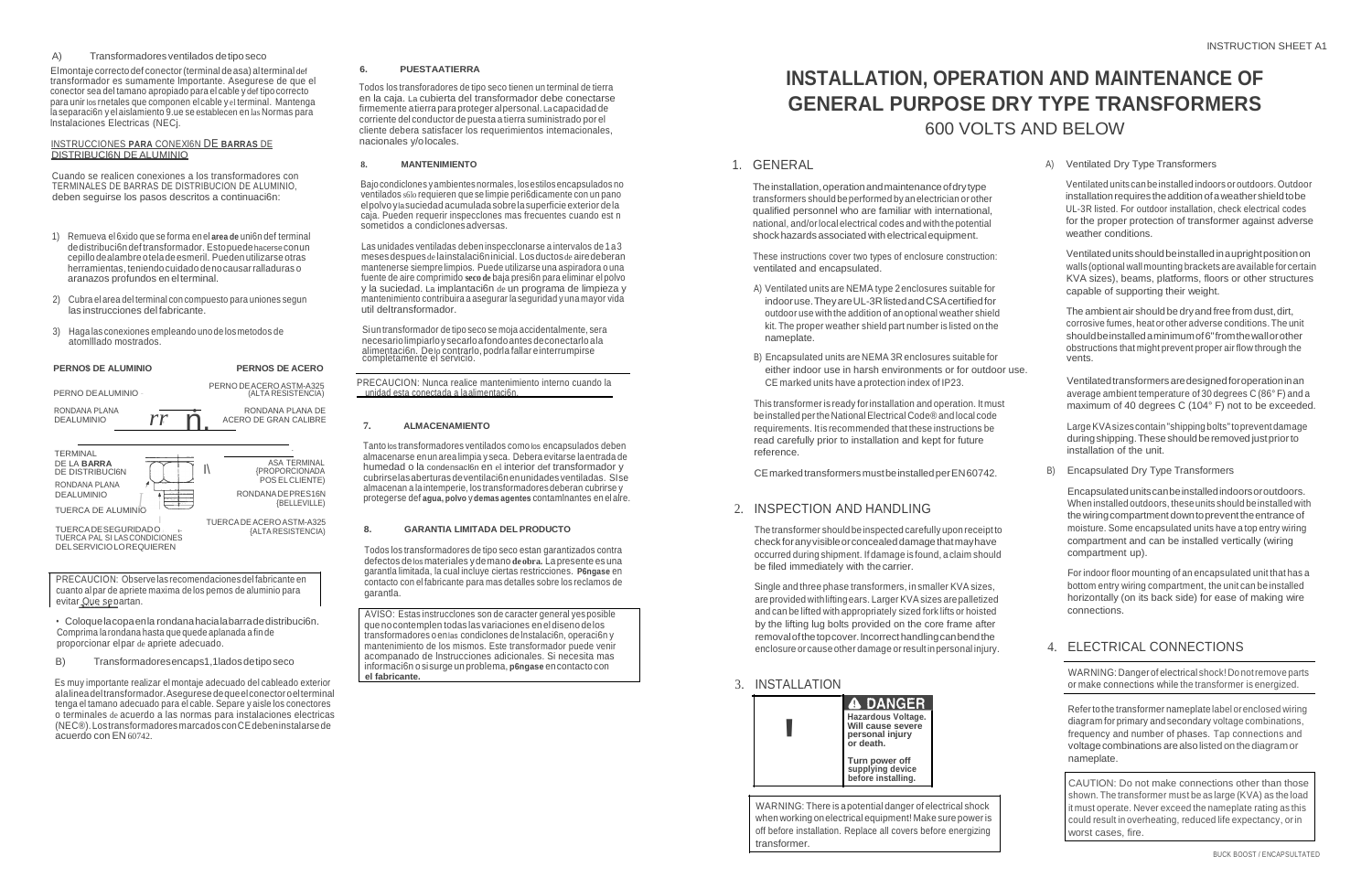# INSTALLATION, OPERATION AND MAINTENANCE OF GENERAL PURPOSE DRY TYPE TRANSFORMERS

600 VOLTS AND BELOW

## 1. GENERAL

The installation, operation and maintenance of dry type transformers should be performed by an electrician or other qualified personnel who are familiar with international, national, and/or local electrical codes and with the potential shock hazards associated with electrical equipment.

These instructions cover two types of enclosure construction: ventilated and encapsulated.

A) Ventilated units are NEMA type 2 enclosures suitable for indoor use. They are UL-3R listed and CSA certified for outdoor use with the addition of an optional weather shield kit. The proper weather shield part number is listed on the nameplate.

B) Encapsulated units are NEMA 3R enclosures suitable for either indoor use in harsh environments or for outdoor use. CE marked units have a protection index of IP23.

This transformer is ready for installation and operation. It must be installed per the National Electrical Code® and local code requirements. It is recommended that these instructions be read carefully prior to installation and kept for future reference.

CE marked transformers must be installed per EN 60742.

## 2. INSPECTION AND HANDLING

The transformer should be inspected carefully upon receipt to check for any visible or concealed damage that may have occurred during shipment. If damage is found, a claim should be filed immediately with the carrier.

Single and three phase transformers, in smaller KVA sizes, are provided with lifting ears. Larger KVA sizes are palletized and can be lifted with appropriately sized fork lifts or hoisted by the lifting lug bolts provided on the core frame after removal of the top cover. Incorrect handling can bend the enclosure or cause other damage or result in personal injury.

## 3. INSTALLATION

**⚠ DANGER**

**Hazardous Voltage. Will cause severe personal injury or death.**

**Turn power off supplying device before installing.**

WARNING: There is a potential danger of electrical shock when working on electrical equipment! Make sure power is off before installation. Replace all covers before energizing transformer.

A) Ventilated Dry Type Transformers

Ventilated units can be installed indoors or outdoors. Outdoor installation requires the addition of a weather shield to be UL-3R listed. For outdoor installation, check electrical codes for the proper protection of transformer against adverse weather conditions.

Ventilated units should be installed in a upright position on walls (optional wall mounting brackets are available for certain KVA sizes), beams, platforms, floors or other structures capable of supporting their weight.

The ambient air should be dry and free from dust, dirt, corrosive fumes, heat or other adverse conditions. The unit should be installed a minimum of 6" from the wall or other obstructions that might prevent proper air flow through the vents.

Ventilated transformers are designed for operation in an average ambient temperature of 30 degrees C (86° F) and a maximum of 40 degrees C (104° F) not to be exceeded.

Large KVA sizes contain "shipping bolts" to prevent damage during shipping. These should be removed just prior to installation of the unit.

B) Encapsulated Dry Type Transformers

Encapsulated units can be installed indoors or outdoors. When installed outdoors, these units should be installed with the wiring compartment down to prevent the entrance of moisture. Some encapsulated units have a top entry wiring compartment and can be installed vertically (wiring compartment up).

For indoor floor mounting of an encapsulated unit that has a bottom entry wiring compartment, the unit can be installed horizontally (on its back side) for ease of making wire connections.

## 4. ELECTRICAL CONNECTIONS

WARNING: Danger of electrical shock! Do not remove parts or make connections while the transformer is energized.

Refer to the transformer nameplate label or enclosed wiring diagram for primary and secondary voltage combinations, frequency and number of phases. Tap connections and voltage combinations are also listed on the diagram or nameplate.

CAUTION: Do not make connections other than those shown. The transformer must be as large (KVA) as the load it must operate. Never exceed the nameplate rating as this could result in overheating, reduced life expectancy, or in worst cases, fire.

---

A) Transformadores ventilados de tipo seco

El montaje correcto del conector (terminal de asa) al terminal del transformador es sumamente Importante. Asegurese de que el conector sea del tamano apropiado para el cable y del tipo correcto para unir los rnetales que componen el cable y el terminal. Mantenga la separaci6n y el aislamiento 9.ue se establecen en las Normas para Instalaciones Electricas (NECj.

INSTRUCCIONES **PARA** CONEXI6N DE **BARRAS** DE DISTRIBUCI6N DE ALUMINIO

Cuando se realicen conexiones a los transformadores con TERMINALES DE BARRAS DE DISTRIBUCION DE ALUMINIO, deben seguirse los pasos descritos a continuaci6n:

1) Remueva el 6xido que se forma en el **area de** uni6n def terminal de distribuci6n def transformador. Esto puede hacerse con un cepillo de alambre o tela de esmeril. Pueden utilizarse otras herramientas, teniendo cuidado de no causar ralladuras o aranazos profundos en el terminal.

2) Cubra el area del terminal con compuesto para uniones segun las instrucciones del fabricante.

3) Haga las conexiones empleando uno de los metodos de atornillado mostrados.

**PERNOS DE ALUMINIO** — **PERNOS DE ACERO**

PERNO DE ALUMINIO — PERNO DE ACERO ASTM-A325 (ALTA RESISTENCIA)

RONDANA PLANA DE ALUMINIO — RONDANA PLANA DE ACERO DE GRAN CALIBRE

TERMINAL DE LA **BARRA** DE DISTRIBUCI6N — ASA TERMINAL (PROPORCIONADA POS EL CLIENTE)

RONDANA PLANA DE ALUMINIO — RONDANA DE PRES16N (BELLEVILLE)

TUERCA DE ALUMINIO

TUERCA DE SEGURIDAD O TUERCA PAL SI LAS CONDICIONES DEL SERVICIO LO REQUIEREN — TUERCA DE ACERO ASTM-A325 (ALTA RESISTENCIA)

PRECAUCION: Observe las recomendaciones del fabricante en cuanto al par de apriete maxima de los pemos de aluminio para evitar Que se partan.

• Coloque la copa en la rondana hacia la barra de distribuci6n. Comprima la rondana hasta que quede aplanada a fin de proporcionar el par de apriete adecuado.

B) Transformadores encaps1,1lados de tipo seco

Es muy importante realizar el montaje adecuado del cableado exterior a la linea del transformador. Asegurese de que el conector o el terminal tenga el tamano adecuado para el cable. Separe y aisle los conectores o terminales de acuerdo a las normas para instalaciones electricas (NEC®). Los transformadores marcados con CE deben instalarse de acuerdo con EN 60742.

**6. PUESTA A TIERRA**

Todos los transforadores de tipo seco tienen un terminal de tierra en la caja. La cubierta del transformador debe conectarse firmemente a tierra para proteger al personal. La capacidad de corriente del conductor de puesta a tierra suministrado por el cliente debera satisfacer los requerimientos intemacionales, nacionales y/o locales.

**8. MANTENIMIENTO**

Bajo condiclones y ambientes normales, los estilos encapsulados no ventilados s6lo requieren que se limpie peri6dicamente con un pano el polvo y la suciedad acumulada sobre la superficie exterior de la caja. Pueden requerir inspecclones mas frecuentes cuando est n sometidos a condiclones adversas.

Las unidades ventiladas deben inspecclonarse a intervalos de 1 a 3 meses despues de la instalaci6n inicial. Los ductos de aire deberan mantenerse siempre limpios. Puede utilizarse una aspiradora o una fuente de aire comprimido **seco de** baja presi6n para eliminar el polvo y la suciedad. La implantaci6n de un programa de limpieza y mantenimiento contribuira a asegurar la seguridad y una mayor vida util del transformador.

Si un transformador de tipo seco se moja accidentalmente, sera necesario limpiarlo y secarlo a fondo antes de conectarlo a la alimentaci6n. De lo contrarlo, podrla fallar e interrumpirse completamente el servicio.

PRECAUCION: Nunca realice mantenimiento interno cuando la unidad esta conectada a la alimentaci6n.

**7. ALMACENAMIENTO**

Tanto los transformadores ventilados como los encapsulados deben almacenarse en un area limpia y seca. Debera evitarse la entrada de humedad o la condensacl6n en el interior def transformador y cubrirse las aberturas de ventilaci6n en unidades ventiladas. SI se almacenan a la intemperie, los transformadores deberan cubrirse y protegerse def **agua, polvo y demas agentes** contamlnantes en el aire.

**8. GARANTIA LIMITADA DEL PRODUCTO**

Todos los transformadores de tipo seco estan garantizados contra defectos de los materiales y de mano **de obra.** La presente es una garantla limitada, la cual incluye ciertas restricciones. **P6ngase** en contacto con el fabricante para mas detalles sobre los reclamos de garantla.

AVISO: Estas instrucclones son de caracter general yes posible que no contemplen todas las variaciones en el diseno de los transformadores o en las condiclones de lnstalaci6n, operaci6n y mantenimiento de los mismos. Este transformador puede venir acompanado de Instrucciones adicionales. Si necesita mas informaci6n o si surge un problema, **p6ngase** en contacto con **el fabricante.**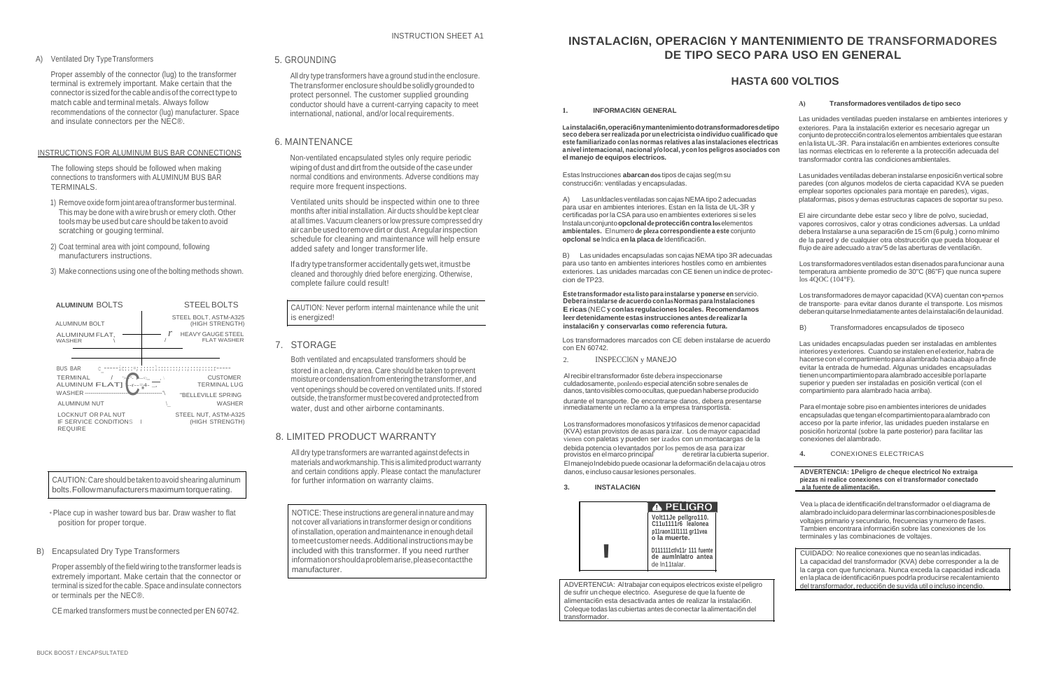## A) Ventilated Dry Type Transformers

Proper assembly of the connector (lug) to the transformer terminal is extremely important. Make certain that the connector is sized for the cable and is of the correct type to match cable and terminal metals. Always follow recommendations of the connector (lug) manufacturer. Space and insulate connectors per the NEC®.

### INSTRUCTIONS FOR ALUMINUM BUS BAR CONNECTIONS

The following steps should be followed when making connections to transformers with ALUMINUM BUS BAR TERMINALS.

1) Remove oxide form joint area of transformer bus terminal. This may be done with a wire brush or emery cloth. Other tools may be used but care should be taken to avoid scratching or gouging terminal.
2) Coat terminal area with joint compound, following manufacturers instructions.
3) Make connections using one of the bolting methods shown.

ALUMINUM BOLTS

ALUMINUM BOLT

ALUMINUM FLAT WASHER

BUS BAR

TERMINAL

ALUMINUM FLAT WASHER

ALUMINUM NUT

LOCKNUT OR PAL NUT IF SERVICE CONDITIONS REQUIRE

STEEL BOLTS

STEEL BOLT, ASTM-A325 (HIGH STRENGTH)

HEAVY GAUGE STEEL FLAT WASHER

CUSTOMER TERMINAL LUG

"BELLEVILLE SPRING WASHER

STEEL NUT, ASTM-A325 (HIGH STRENGTH)

CAUTION: Care should be taken to avoid shearing aluminum bolts. Follow manufacturers maximum torque rating.

- Place cup in washer toward bus bar. Draw washer to flat position for proper torque.

## B) Encapsulated Dry Type Transformers

Proper assembly of the field wiring to the transformer leads is extremely important. Make certain that the connector or terminal is sized for the cable. Space and insulate connectors or terminals per the NEC®.

CE marked transformers must be connected per EN 60742.

## 5. GROUNDING

All dry type transformers have a ground stud in the enclosure. The transformer enclosure should be solidly grounded to protect personnel. The customer supplied grounding conductor should have a current-carrying capacity to meet international, national, and/or local requirements.

## 6. MAINTENANCE

Non-ventilated encapsulated styles only require periodic wiping of dust and dirt from the outside of the case under normal conditions and environments. Adverse conditions may require more frequent inspections.

Ventilated units should be inspected within one to three months after initial installation. Air ducts should be kept clear at all times. Vacuum cleaners or low pressure compressed dry air can be used to remove dirt or dust. A regular inspection schedule for cleaning and maintenance will help ensure added safety and longer transformer life.

If a dry type transformer accidentally gets wet, it must be cleaned and thoroughly dried before energizing. Otherwise, complete failure could result!

CAUTION: Never perform internal maintenance while the unit is energized!

## 7. STORAGE

Both ventilated and encapsulated transformers should be stored in a clean, dry area. Care should be taken to prevent moisture or condensation from entering the transformer, and vent openings should be covered on ventilated units. If stored outside, the transformer must be covered and protected from water, dust and other airborne contaminants.

## 8. LIMITED PRODUCT WARRANTY

All dry type transformers are warranted against defects in materials and workmanship. This is a limited product warranty and certain conditions apply. Please contact the manufacturer for further information on warranty claims.

NOTICE: These instructions are general in nature and may not cover all variations in transformer design or conditions of installation, operation and maintenance in enough detail to meet customer needs. Additional instructions may be included with this transformer. If you need further information or should a problem arise, please contact the manufacturer.

# INSTALACIÓN, OPERACIÓN Y MANTENIMIENTO DE TRANSFORMADORES DE TIPO SECO PARA USO EN GENERAL

## HASTA 600 VOLTIOS

### 1. INFORMACIÓN GENERAL

**La instalación, operación y mantenimiento de transformadores de tipo seco debera ser realizada por un electricista o individuo cualificado que este familiarizado con las normas relativas a las instalaciones electricas a nivel intemacional, nacional y/o local, y con los peligros asociados con el manejo de equipos electricos.**

Estas Instrucciones **abarcan dos** tipos de cajas seg(m su construcción: ventiladas y encapsuladas.

A) Las unidades ventiladas son cajas NEMA tipo 2 adecuadas para usar en ambientes interiores. Estan en la lista de UL-3R y certificadas por la CSA para uso en ambientes exteriores si se les Instala un conjunto **opcional de protección contra los** elementos **ambientales.** El numero **de pieza correspondiente a este** conjunto **opcional se** Indica **en la placa de** Identificación.

B) Las unidades encapsuladas son cajas NEMA tipo 3R adecuadas para uso tanto en ambientes interiores hostiles como en ambientes exteriores. Las unidades marcadas con CE tienen un indice de proteccion de TP23.

**Este transformador esta listo para instalarse y ponerse en servicio. Debera instalarse de acuerdo con las Normas para Instalaciones Electricas (NEC y con las regulaciones locales. Recomendamos leer detenidamente estas instrucciones antes de realizar la instalación y conservarlas como referencia futura.**

Los transformadores marcados con CE deben instalarse de acuerdo con EN 60742.

### 2. INSPECCIÓN y MANEJO

Al recibir el transformador éste debera inspeccionarse cuidadosamente, poniendo especial atención sobre senales de danos, tanto visibles como ocultas, que puedan haberse producido durante el transporte. De encontrarse danos, debera presentarse inmediatamente un reclamo a la empresa transportista.

Los transformadores monofasicos y trifasicos de menor capacidad (KVA) estan provistos de asas para izar. Los de mayor capacidad vienen con paletas y pueden ser izados con un montacargas de la debida potencia o levantados por los pernos de asa para izar provistos en el marco principal de retirar la cubierta superior. El manejo Indebido puede ocasionar la deformación de la caja u otros danos, e incluso causar lesiones personales.

### 3. INSTALACIÓN

**⚠ PELIGRO**

Voltaje peligroso. Causa lesiones o la muerte.

Desconecte la fuente de alimentación antes de instalar.

ADVERTENCIA: Al trabajar con equipos electricos existe el peligro de sufrir un cheque electrico. Asegurese de que la fuente de alimentación esta desactivada antes de realizar la instalación. Coleque todas las cubiertas antes de conectar la alimentación del transformador.

#### A) Transformadores ventilados de tipo seco

Las unidades ventiladas pueden instalarse en ambientes interiores y exteriores. Para la instalación exterior es necesario agregar un conjunto de protección contra los elementos ambientales que estaran en la lista UL-3R. Para instalación en ambientes exteriores consulte las normas electricas en lo referente a la protección adecuada del transformador contra las condiciones ambientales.

Las unidades ventiladas deberan instalarse en posición vertical sobre paredes (con algunos modelos de cierta capacidad KVA se pueden emplear soportes opcionales para montaje en paredes), vigas, plataformas, pisos y demas estructuras capaces de soportar su peso.

El aire circundante debe estar seco y libre de polvo, suciedad, vapores corrosivos, calor y otras condiciones adversas. La unidad debera Instalarse a una separación de 15 cm (6 pulg.) corno mínimo de la pared y de cualquier otra obstrucción que pueda bloquear el flujo de aire adecuado a través de las aberturas de ventilación.

Los transformadores ventilados estan disenados para funcionar a una temperatura ambiente promedio de 30°C (86°F) que nunca supere los 40°C (104°F).

Los transformadores de mayor capacidad (KVA) cuentan con pernos de transporte para evitar danos durante el transporte. Los mismos deberan quitarse Inmediatamente antes de la instalación de la unidad.

#### B) Transformadores encapsulados de tipo seco

Las unidades encapsuladas pueden ser instaladas en ambientes interiores y exteriores. Cuando se instalen en el exterior, habra de hacerse con el compartimiento para alambrado hacia abajo a fin de evitar la entrada de humedad. Algunas unidades encapsuladas tienen un compartimiento para alambrado accesible por la parte superior y pueden ser instaladas en posición vertical (con el compartimiento para alambrado hacia arriba).

Para el montaje sobre piso en ambientes interiores de unidades encapsuladas que tengan el compartimiento para alambrado con acceso por la parte inferior, las unidades pueden instalarse en posición horizontal (sobre la parte posterior) para facilitar las conexiones del alambrado.

### 4. CONEXIONES ELECTRICAS

**ADVERTENCIA: 1Peligro de cheque electricol No extraiga piezas ni realice conexiones con el transformador conectado a la fuente de alimentación.**

Vea la placa de identificación del transformador o el diagrama de alambrado incluido para determinar las combinaciones posibles de voltajes primario y secundario, frecuencias y numero de fases. Tambien encontrara información sobre las conexiones de los terminales y las combinaciones de voltajes.

CUIDADO: No realice conexiones que no sean las indicadas. La capacidad del transformador (KVA) debe corresponder a la de la carga con que funcionara. Nunca exceda la capacidad indicada en la placa de identificación pues podría producirse recalentamiento del transformador, reducción de su vida util o incluso incendio.